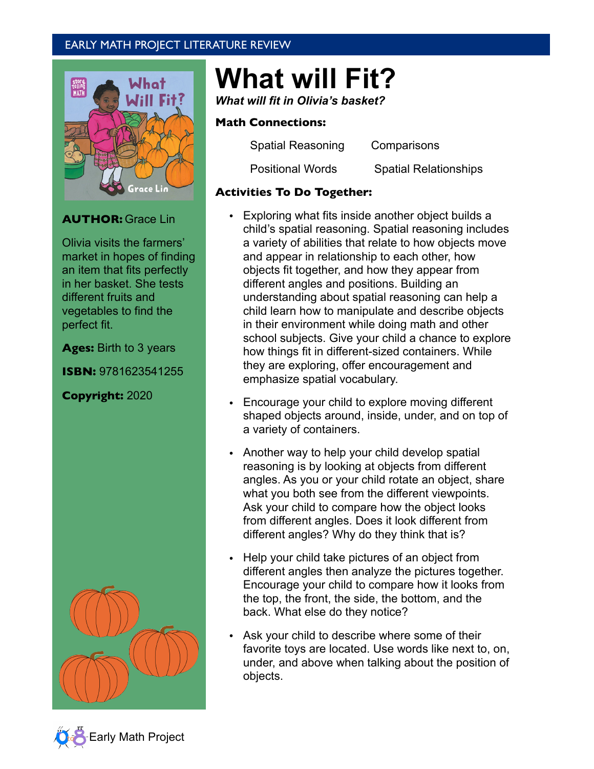EARLY MATH PROJECT LITERATURE REVIEW

# What will Fit?

***What will fit in Olivia's basket?***

**AUTHOR:** Grace Lin

Olivia visits the farmers' market in hopes of finding an item that fits perfectly in her basket. She tests different fruits and vegetables to find the perfect fit.

**Ages:** Birth to 3 years

**ISBN:** 9781623541255

**Copyright:** 2020

### Math Connections:

- Spatial Reasoning
- Comparisons
- Positional Words
- Spatial Relationships

### Activities To Do Together:

- Exploring what fits inside another object builds a child's spatial reasoning. Spatial reasoning includes a variety of abilities that relate to how objects move and appear in relationship to each other, how objects fit together, and how they appear from different angles and positions. Building an understanding about spatial reasoning can help a child learn how to manipulate and describe objects in their environment while doing math and other school subjects. Give your child a chance to explore how things fit in different-sized containers. While they are exploring, offer encouragement and emphasize spatial vocabulary.
- Encourage your child to explore moving different shaped objects around, inside, under, and on top of a variety of containers.
- Another way to help your child develop spatial reasoning is by looking at objects from different angles. As you or your child rotate an object, share what you both see from the different viewpoints. Ask your child to compare how the object looks from different angles. Does it look different from different angles? Why do they think that is?
- Help your child take pictures of an object from different angles then analyze the pictures together. Encourage your child to compare how it looks from the top, the front, the side, the bottom, and the back. What else do they notice?
- Ask your child to describe where some of their favorite toys are located. Use words like next to, on, under, and above when talking about the position of objects.

Early Math Project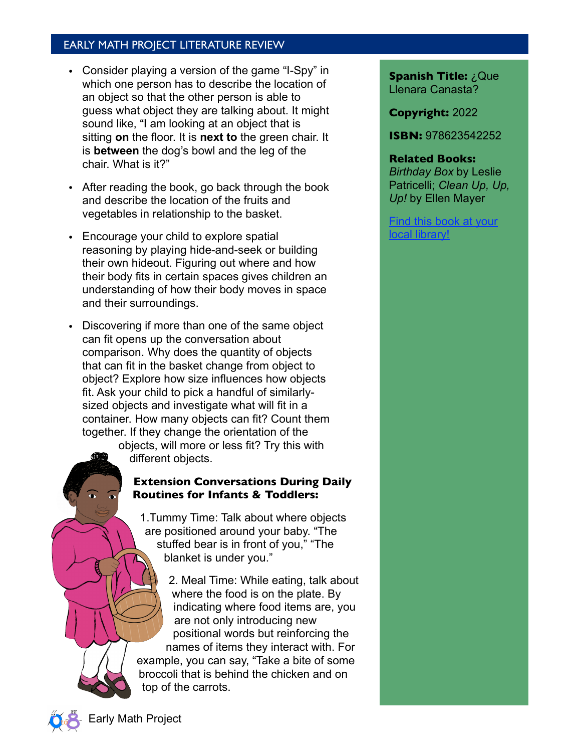- Consider playing a version of the game "I-Spy" in which one person has to describe the location of an object so that the other person is able to guess what object they are talking about. It might sound like, "I am looking at an object that is sitting **on** the floor. It is **next to** the green chair. It is **between** the dog's bowl and the leg of the chair. What is it?"
- After reading the book, go back through the book and describe the location of the fruits and vegetables in relationship to the basket.
- Encourage your child to explore spatial reasoning by playing hide-and-seek or building their own hideout. Figuring out where and how their body fits in certain spaces gives children an understanding of how their body moves in space and their surroundings.
- Discovering if more than one of the same object can fit opens up the conversation about comparison. Why does the quantity of objects that can fit in the basket change from object to object? Explore how size influences how objects fit. Ask your child to pick a handful of similarly-sized objects and investigate what will fit in a container. How many objects can fit? Count them together. If they change the orientation of the objects, will more or less fit? Try this with different objects.

**Extension Conversations During Daily Routines for Infants & Toddlers:**

1. Tummy Time: Talk about where objects are positioned around your baby. "The stuffed bear is in front of you," "The blanket is under you."

2. Meal Time: While eating, talk about where the food is on the plate. By indicating where food items are, you are not only introducing new positional words but reinforcing the names of items they interact with. For example, you can say, "Take a bite of some broccoli that is behind the chicken and on top of the carrots.

**Spanish Title:** ¿Que Llenara Canasta?

**Copyright:** 2022

**ISBN:** 978623542252

**Related Books:** *Birthday Box* by Leslie Patricelli; *Clean Up, Up, Up!* by Ellen Mayer

Find this book at your local library!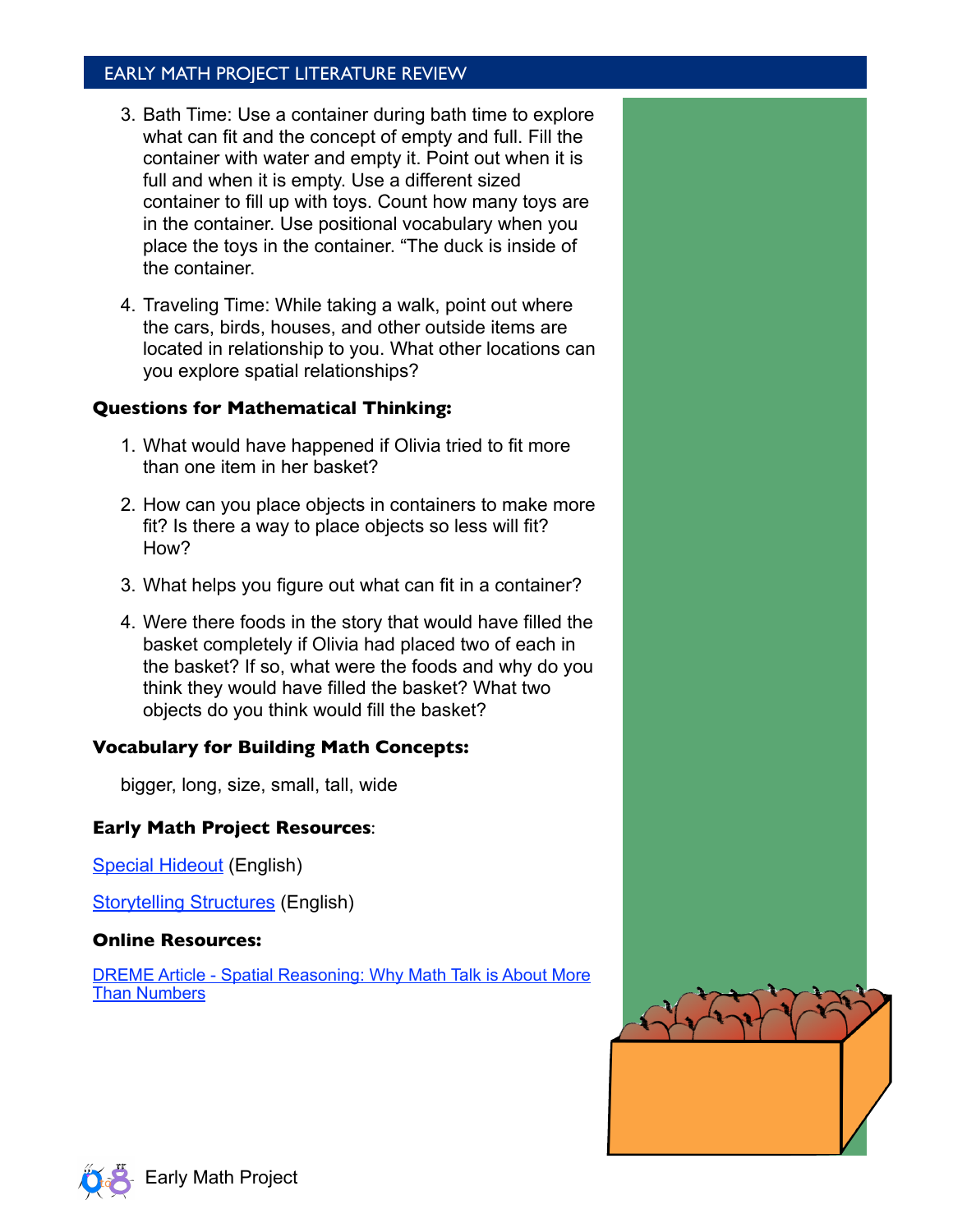3. Bath Time: Use a container during bath time to explore what can fit and the concept of empty and full. Fill the container with water and empty it. Point out when it is full and when it is empty. Use a different sized container to fill up with toys. Count how many toys are in the container. Use positional vocabulary when you place the toys in the container. “The duck is inside of the container.

4. Traveling Time: While taking a walk, point out where the cars, birds, houses, and other outside items are located in relationship to you. What other locations can you explore spatial relationships?

### Questions for Mathematical Thinking:

1. What would have happened if Olivia tried to fit more than one item in her basket?

2. How can you place objects in containers to make more fit? Is there a way to place objects so less will fit? How?

3. What helps you figure out what can fit in a container?

4. Were there foods in the story that would have filled the basket completely if Olivia had placed two of each in the basket? If so, what were the foods and why do you think they would have filled the basket? What two objects do you think would fill the basket?

### Vocabulary for Building Math Concepts:

bigger, long, size, small, tall, wide

### Early Math Project Resources:

Special Hideout (English)

Storytelling Structures (English)

### Online Resources:

DREME Article - Spatial Reasoning: Why Math Talk is About More Than Numbers